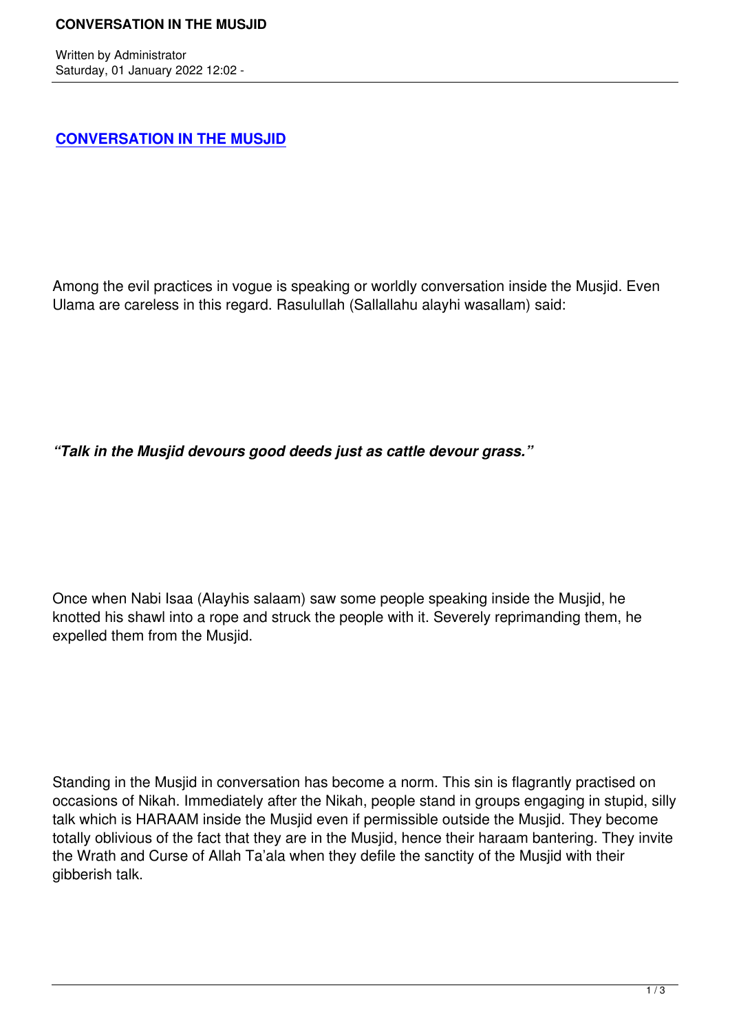# CONVERSATION IN THE MUSJID

Among the evil practices in vogue is speaking or worldly conversation inside the Musjid. Even Ulama are careless in this regard. Rasulullah (Sallallahu alayhi wasallam) said:

***"Talk in the Musjid devours good deeds just as cattle devour grass."***

Once when Nabi Isaa (Alayhis salaam) saw some people speaking inside the Musjid, he knotted his shawl into a rope and struck the people with it. Severely reprimanding them, he expelled them from the Musjid.

Standing in the Musjid in conversation has become a norm. This sin is flagrantly practised on occasions of Nikah. Immediately after the Nikah, people stand in groups engaging in stupid, silly talk which is HARAAM inside the Musjid even if permissible outside the Musjid. They become totally oblivious of the fact that they are in the Musjid, hence their haraam bantering. They invite the Wrath and Curse of Allah Ta'ala when they defile the sanctity of the Musjid with their gibberish talk.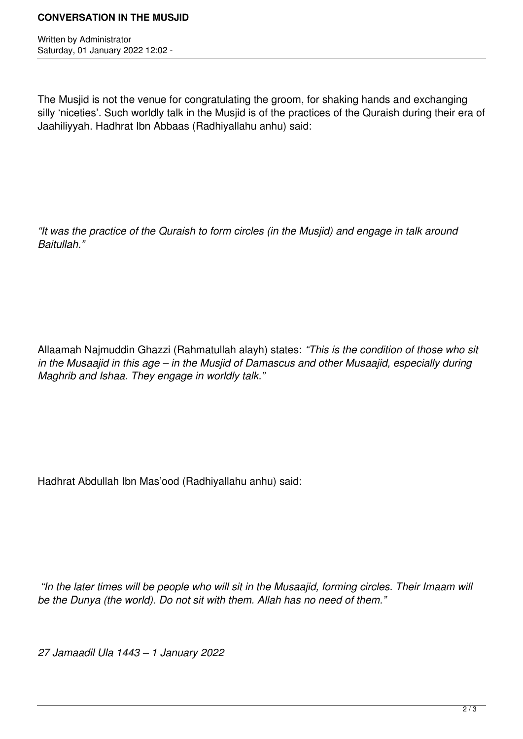The Musjid is not the venue for congratulating the groom, for shaking hands and exchanging silly 'niceties'. Such worldly talk in the Musjid is of the practices of the Quraish during their era of Jaahiliyyah. Hadhrat Ibn Abbaas (Radhiyallahu anhu) said:

*"It was the practice of the Quraish to form circles (in the Musjid) and engage in talk around Baitullah."*

Allaamah Najmuddin Ghazzi (Rahmatullah alayh) states: *"This is the condition of those who sit in the Musaajid in this age – in the Musjid of Damascus and other Musaajid, especially during Maghrib and Ishaa. They engage in worldly talk."*

Hadhrat Abdullah Ibn Mas'ood (Radhiyallahu anhu) said:

*"In the later times will be people who will sit in the Musaajid, forming circles. Their Imaam will be the Dunya (the world). Do not sit with them. Allah has no need of them."*

*27 Jamaadil Ula 1443 – 1 January 2022*